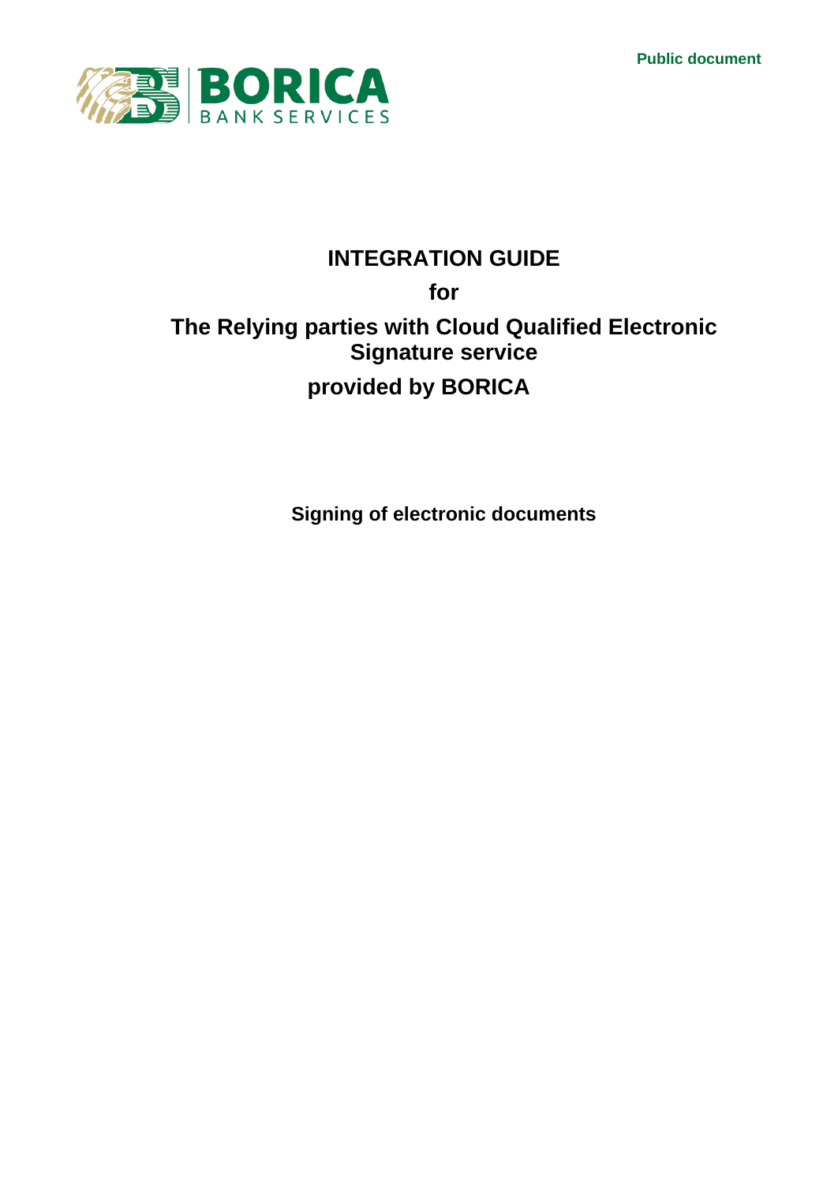Public document

BORICA BANK SERVICES

# INTEGRATION GUIDE

## for

## The Relying parties with Cloud Qualified Electronic Signature service

## provided by BORICA

**Signing of electronic documents**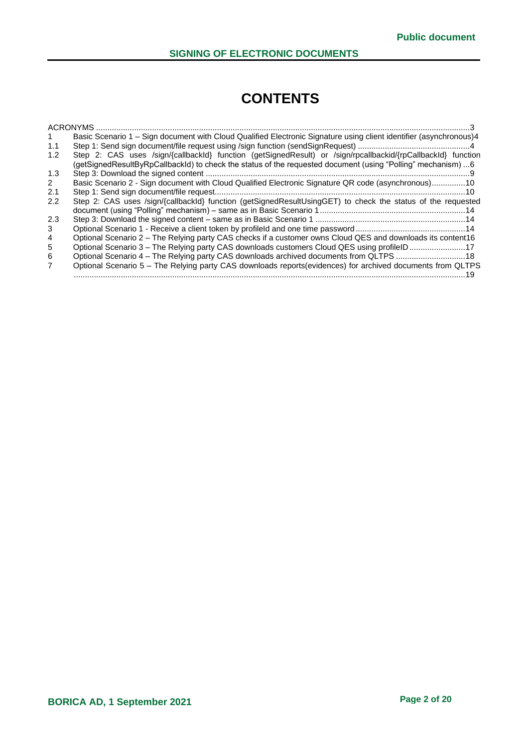# CONTENTS

ACRONYMS ....................................................................................................................................................3

1 Basic Scenario 1 – Sign document with Cloud Qualified Electronic Signature using client identifier (asynchronous)4

1.1 Step 1: Send sign document/file request using /sign function (sendSignRequest) ..................................................4

1.2 Step 2: CAS uses /sign/{callbackId} function (getSignedResult) or /sign/rpcallbackid/{rpCallbackId} function (getSignedResultByRpCallbackId) to check the status of the requested document (using "Polling" mechanism) ...6

1.3 Step 3: Download the signed content ......................................................................................................................9

2 Basic Scenario 2 - Sign document with Cloud Qualified Electronic Signature QR code (asynchronous)...............10

2.1 Step 1: Send sign document/file request...............................................................................................................10

2.2 Step 2: CAS uses /sign/{callbackId} function (getSignedResultUsingGET) to check the status of the requested document (using "Polling" mechanism) – same as in Basic Scenario 1.................................................................14

2.3 Step 3: Download the signed content – same as in Basic Scenario 1 ...................................................................14

3 Optional Scenario 1 - Receive a client token by profileId and one time password.................................................14

4 Optional Scenario 2 – The Relying party CAS checks if a customer owns Cloud QES and downloads its content16

5 Optional Scenario 3 – The Relying party CAS downloads customers Cloud QES using profileID.........................17

6 Optional Scenario 4 – The Relying party CAS downloads archived documents from QLTPS ...............................18

7 Optional Scenario 5 – The Relying party CAS downloads reports(evidences) for archived documents from QLTPS ...............................................................................................................................................................19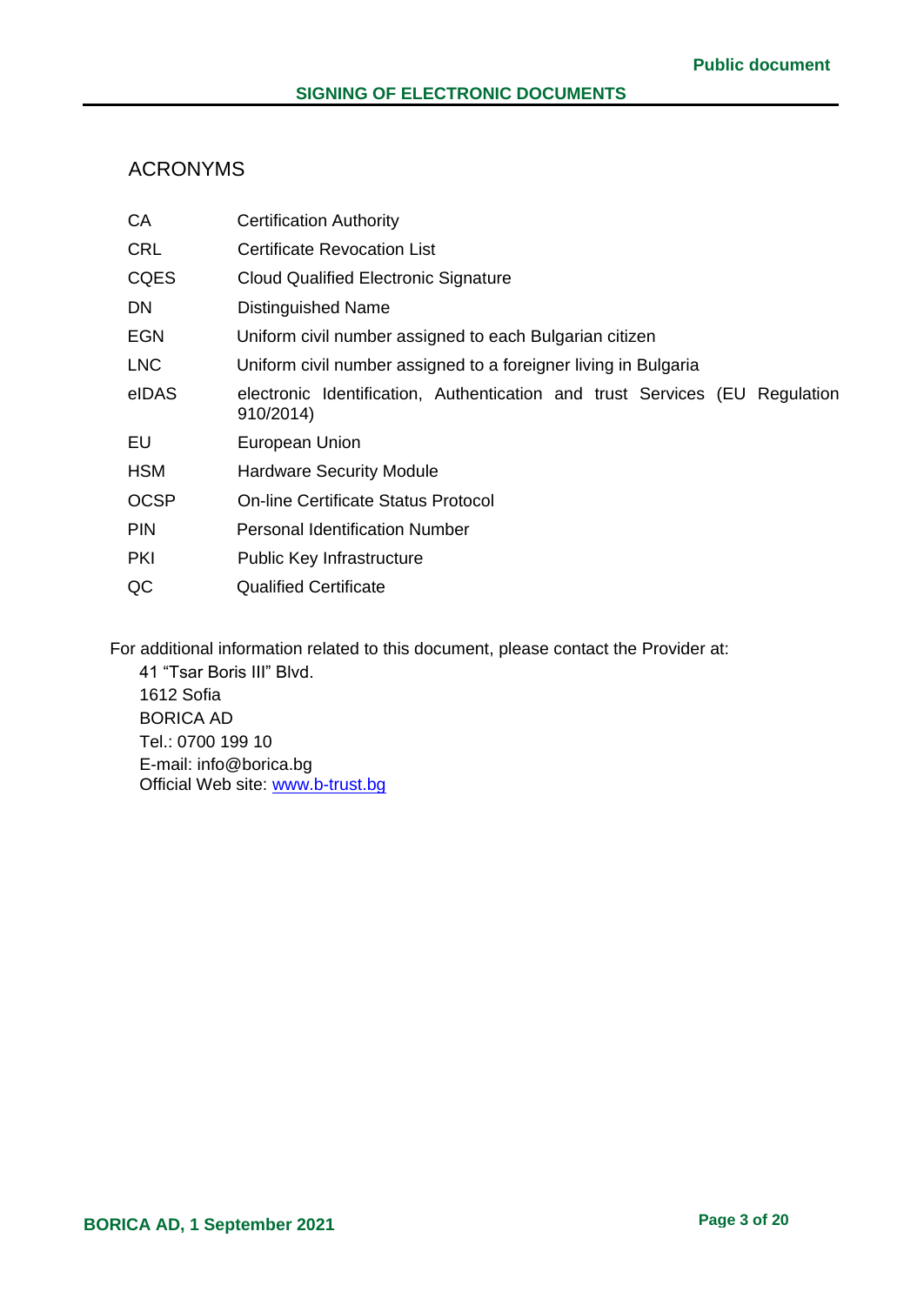## ACRONYMS

| | |
|---|---|
| CA | Certification Authority |
| CRL | Certificate Revocation List |
| CQES | Cloud Qualified Electronic Signature |
| DN | Distinguished Name |
| EGN | Uniform civil number assigned to each Bulgarian citizen |
| LNC | Uniform civil number assigned to a foreigner living in Bulgaria |
| eIDAS | electronic Identification, Authentication and trust Services (EU Regulation 910/2014) |
| EU | European Union |
| HSM | Hardware Security Module |
| OCSP | On-line Certificate Status Protocol |
| PIN | Personal Identification Number |
| PKI | Public Key Infrastructure |
| QC | Qualified Certificate |

For additional information related to this document, please contact the Provider at:

41 "Tsar Boris III" Blvd.
1612 Sofia
BORICA AD
Tel.: 0700 199 10
E-mail: info@borica.bg
Official Web site: [www.b-trust.bg](www.b-trust.bg)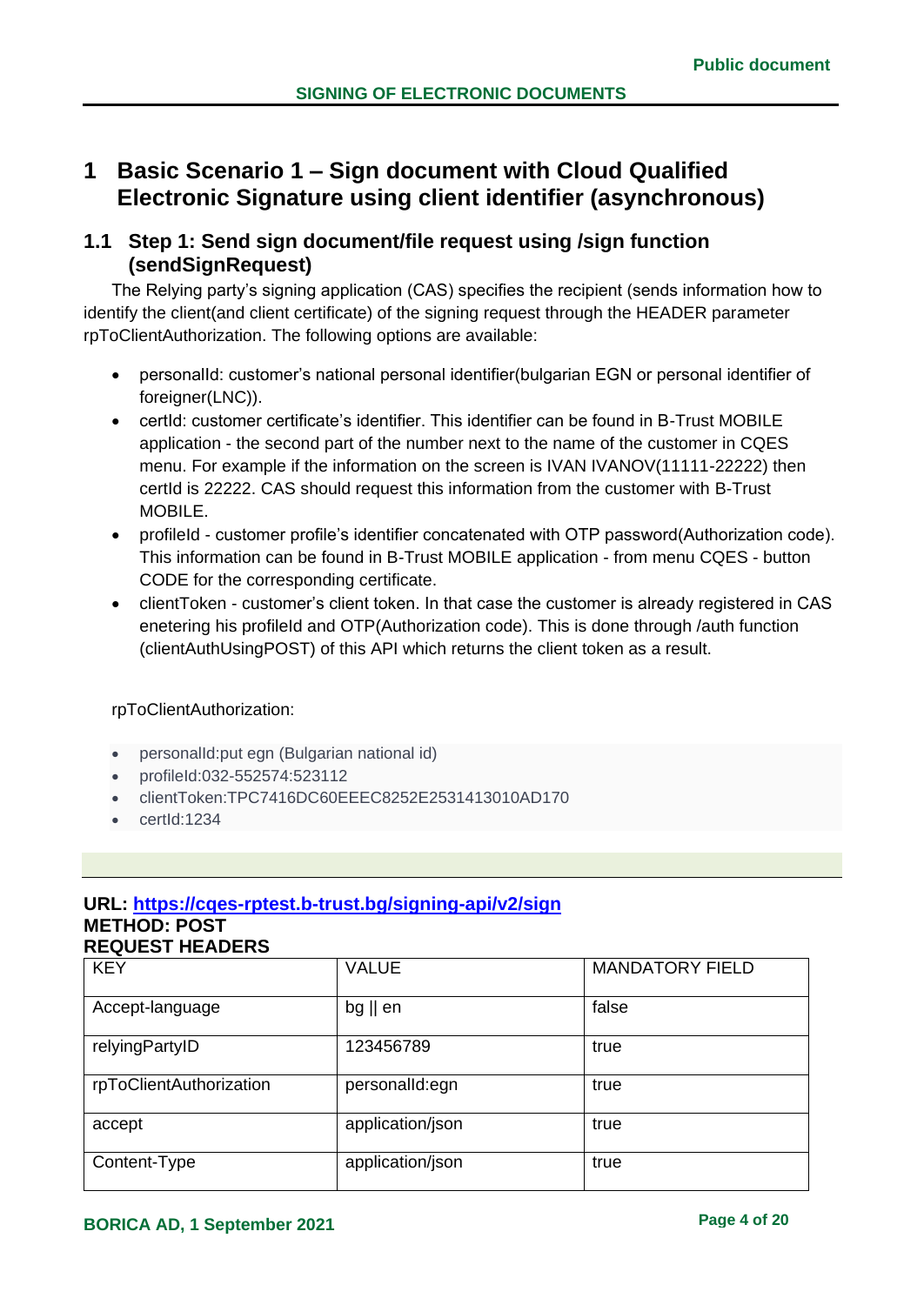# 1 Basic Scenario 1 – Sign document with Cloud Qualified Electronic Signature using client identifier (asynchronous)

## 1.1 Step 1: Send sign document/file request using /sign function (sendSignRequest)

The Relying party's signing application (CAS) specifies the recipient (sends information how to identify the client(and client certificate) of the signing request through the HEADER parameter rpToClientAuthorization. The following options are available:

- personalId: customer's national personal identifier(bulgarian EGN or personal identifier of foreigner(LNC)).
- certId: customer certificate's identifier. This identifier can be found in B-Trust MOBILE application - the second part of the number next to the name of the customer in CQES menu. For example if the information on the screen is IVAN IVANOV(11111-22222) then certId is 22222. CAS should request this information from the customer with B-Trust MOBILE.
- profileId - customer profile's identifier concatenated with OTP password(Authorization code). This information can be found in B-Trust MOBILE application - from menu CQES - button CODE for the corresponding certificate.
- clientToken - customer's client token. In that case the customer is already registered in CAS enetering his profileId and OTP(Authorization code). This is done through /auth function (clientAuthUsingPOST) of this API which returns the client token as a result.

rpToClientAuthorization:

- personalId:put egn (Bulgarian national id)
- profileId:032-552574:523112
- clientToken:TPC7416DC60EEEC8252E2531413010AD170
- certId:1234

**URL: [https://cqes-rptest.b-trust.bg/signing-api/v2/sign](https://cqes-rptest.b-trust.bg/signing-api/v2/sign)**
**METHOD: POST**
**REQUEST HEADERS**

| KEY | VALUE | MANDATORY FIELD |
|---|---|---|
| Accept-language | bg \|\| en | false |
| relyingPartyID | 123456789 | true |
| rpToClientAuthorization | personalId:egn | true |
| accept | application/json | true |
| Content-Type | application/json | true |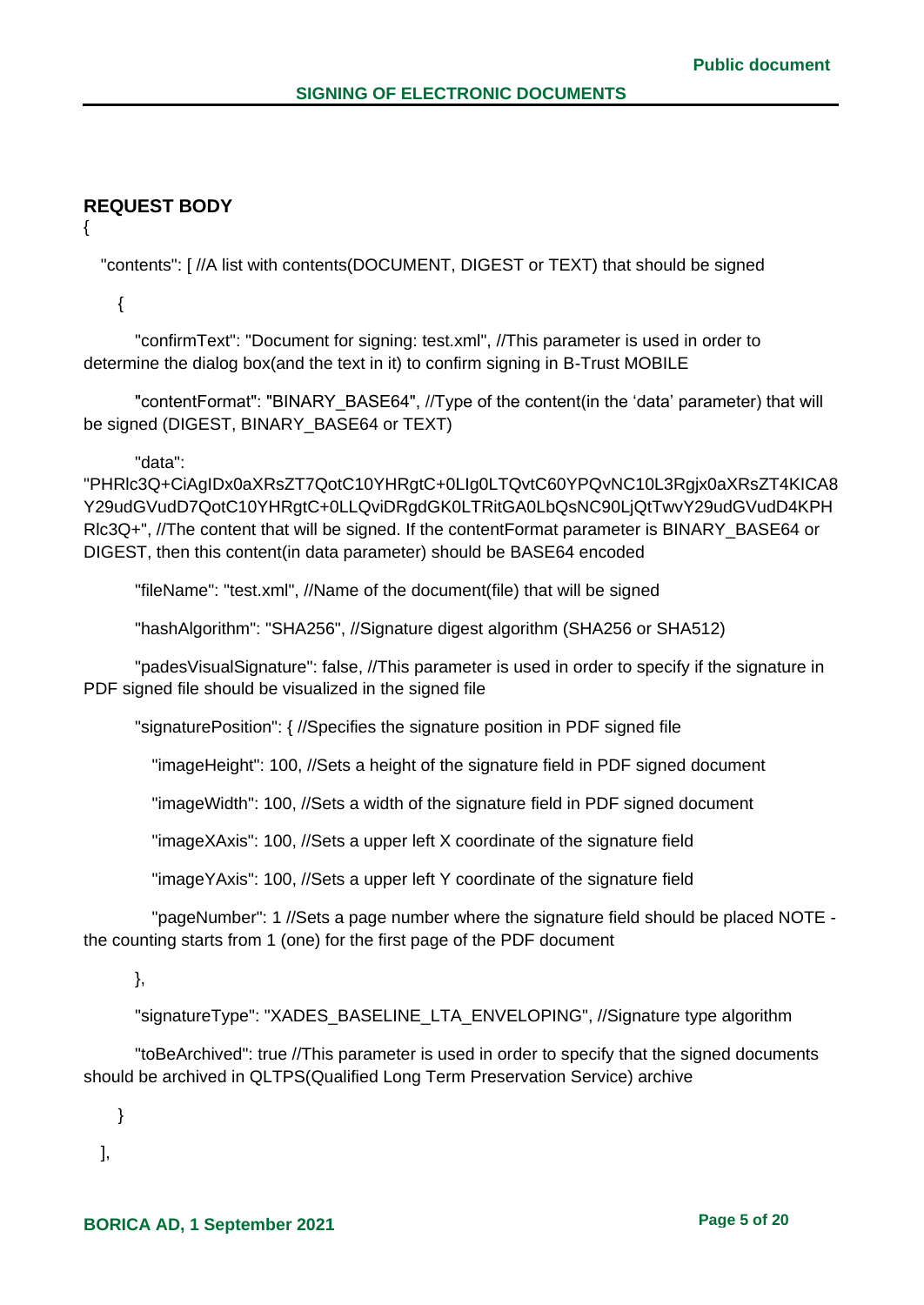### REQUEST BODY

```
{
  "contents": [ //A list with contents(DOCUMENT, DIGEST or TEXT) that should be signed
    {
      "confirmText": "Document for signing: test.xml", //This parameter is used in order to determine the dialog box(and the text in it) to confirm signing in B-Trust MOBILE
      "contentFormat": "BINARY_BASE64", //Type of the content(in the 'data' parameter) that will be signed (DIGEST, BINARY_BASE64 or TEXT)
      "data": "PHRlc3Q+CiAgIDx0aXRsZT7QotC10YHRgtC+0LIg0LTQvtC60YPQvNC10L3Rgjx0aXRsZT4KICA8Y29udGVudD7QotC10YHRgtC+0LLQviDRgdGK0LTRitGA0LbQsNC90LjQtTwvY29udGVudD4KPHRlc3Q+", //The content that will be signed. If the contentFormat parameter is BINARY_BASE64 or DIGEST, then this content(in data parameter) should be BASE64 encoded
      "fileName": "test.xml", //Name of the document(file) that will be signed
      "hashAlgorithm": "SHA256", //Signature digest algorithm (SHA256 or SHA512)
      "padesVisualSignature": false, //This parameter is used in order to specify if the signature in PDF signed file should be visualized in the signed file
      "signaturePosition": { //Specifies the signature position in PDF signed file
        "imageHeight": 100, //Sets a height of the signature field in PDF signed document
        "imageWidth": 100, //Sets a width of the signature field in PDF signed document
        "imageXAxis": 100, //Sets a upper left X coordinate of the signature field
        "imageYAxis": 100, //Sets a upper left Y coordinate of the signature field
        "pageNumber": 1 //Sets a page number where the signature field should be placed NOTE - the counting starts from 1 (one) for the first page of the PDF document
      },
      "signatureType": "XADES_BASELINE_LTA_ENVELOPING", //Signature type algorithm
      "toBeArchived": true //This parameter is used in order to specify that the signed documents should be archived in QLTPS(Qualified Long Term Preservation Service) archive
    }
  ],
```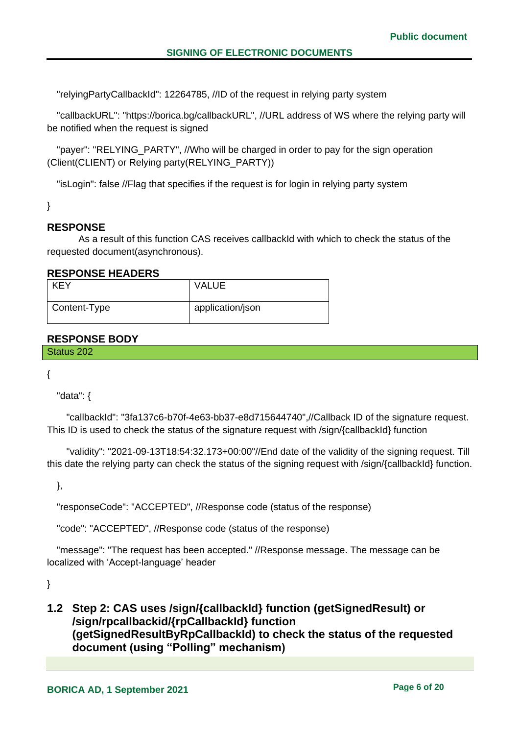"relyingPartyCallbackId": 12264785, //ID of the request in relying party system

"callbackURL": "https://borica.bg/callbackURL", //URL address of WS where the relying party will be notified when the request is signed

"payer": "RELYING_PARTY", //Who will be charged in order to pay for the sign operation (Client(CLIENT) or Relying party(RELYING_PARTY))

"isLogin": false //Flag that specifies if the request is for login in relying party system

}

### RESPONSE

As a result of this function CAS receives callbackId with which to check the status of the requested document(asynchronous).

### RESPONSE HEADERS

| KEY | VALUE |
|---|---|
| Content-Type | application/json |

### RESPONSE BODY

Status 202

{

"data": {

"callbackId": "3fa137c6-b70f-4e63-bb37-e8d715644740",//Callback ID of the signature request. This ID is used to check the status of the signature request with /sign/{callbackId} function

"validity": "2021-09-13T18:54:32.173+00:00"//End date of the validity of the signing request. Till this date the relying party can check the status of the signing request with /sign/{callbackId} function.

},

"responseCode": "ACCEPTED", //Response code (status of the response)

"code": "ACCEPTED", //Response code (status of the response)

"message": "The request has been accepted." //Response message. The message can be localized with 'Accept-language' header

}

## 1.2 Step 2: CAS uses /sign/{callbackId} function (getSignedResult) or /sign/rpcallbackid/{rpCallbackId} function (getSignedResultByRpCallbackId) to check the status of the requested document (using "Polling" mechanism)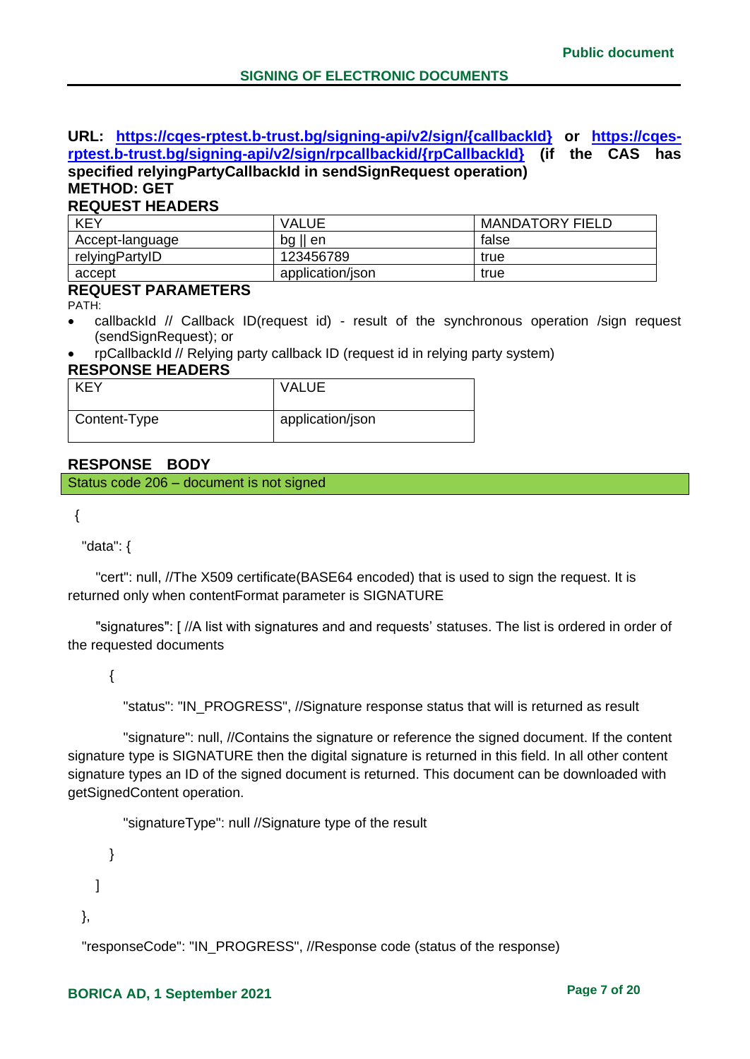**URL: [https://cqes-rptest.b-trust.bg/signing-api/v2/sign/{callbackId}](https://cqes-rptest.b-trust.bg/signing-api/v2/sign/{callbackId}) or [https://cqes-rptest.b-trust.bg/signing-api/v2/sign/rpcallbackid/{rpCallbackId}](https://cqes-rptest.b-trust.bg/signing-api/v2/sign/rpcallbackid/{rpCallbackId}) (if the CAS has specified relyingPartyCallbackId in sendSignRequest operation)**
**METHOD: GET**

**REQUEST HEADERS**

| KEY | VALUE | MANDATORY FIELD |
|---|---|---|
| Accept-language | bg \|\| en | false |
| relyingPartyID | 123456789 | true |
| accept | application/json | true |

**REQUEST PARAMETERS**

PATH:

- callbackId // Callback ID(request id) - result of the synchronous operation /sign request (sendSignRequest); or
- rpCallbackId // Relying party callback ID (request id in relying party system)

**RESPONSE HEADERS**

| KEY | VALUE |
|---|---|
| Content-Type | application/json |

**RESPONSE BODY**

Status code 206 – document is not signed

```
{
  "data": {
    "cert": null, //The X509 certificate(BASE64 encoded) that is used to sign the request. It is returned only when contentFormat parameter is SIGNATURE
    "signatures": [ //A list with signatures and and requests' statuses. The list is ordered in order of the requested documents
      {
        "status": "IN_PROGRESS", //Signature response status that will is returned as result
        "signature": null, //Contains the signature or reference the signed document. If the content signature type is SIGNATURE then the digital signature is returned in this field. In all other content signature types an ID of the signed document is returned. This document can be downloaded with getSignedContent operation.
        "signatureType": null //Signature type of the result
      }
    ]
  },
  "responseCode": "IN_PROGRESS", //Response code (status of the response)
```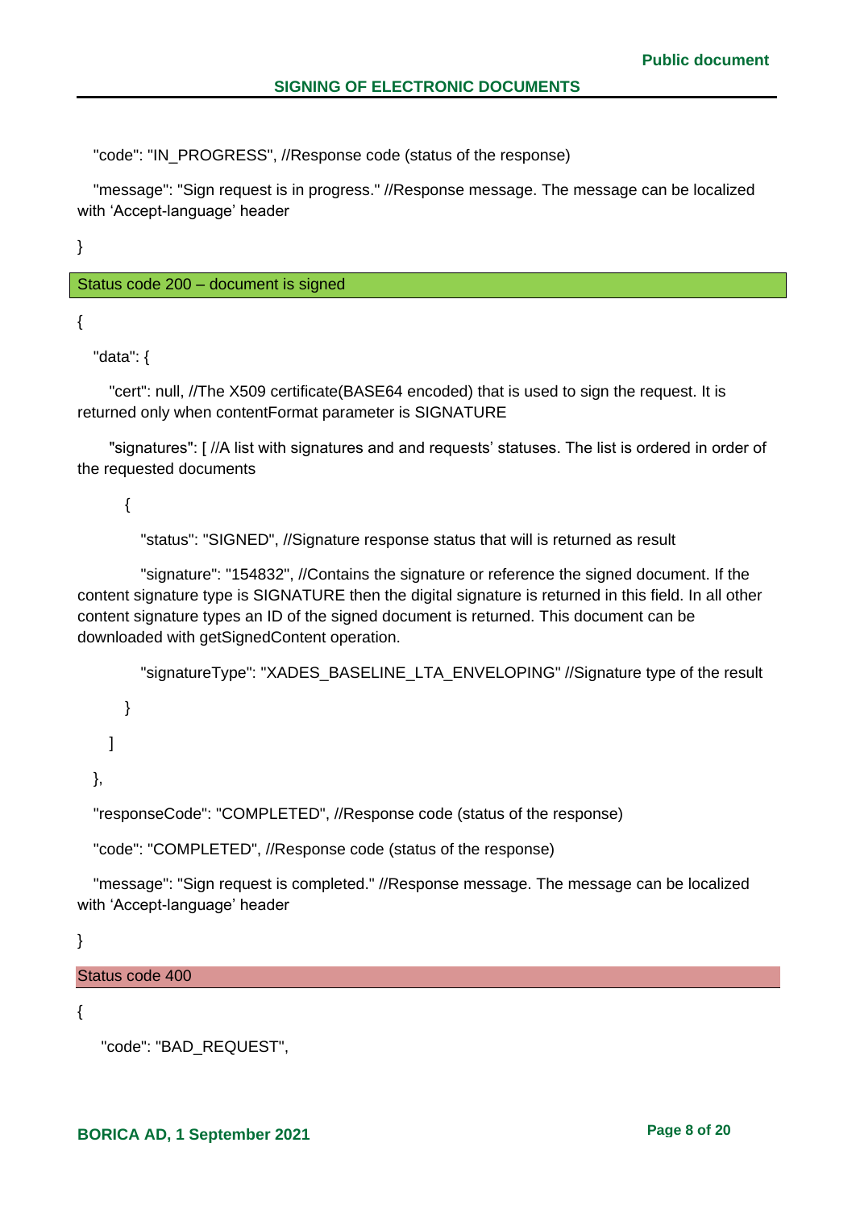"code": "IN_PROGRESS", //Response code (status of the response)

"message": "Sign request is in progress." //Response message. The message can be localized with 'Accept-language' header

}

**Status code 200 – document is signed**

```
{
  "data": {
    "cert": null, //The X509 certificate(BASE64 encoded) that is used to sign the request. It is returned only when contentFormat parameter is SIGNATURE
    "signatures": [ //A list with signatures and and requests' statuses. The list is ordered in order of the requested documents
      {
        "status": "SIGNED", //Signature response status that will is returned as result
        "signature": "154832", //Contains the signature or reference the signed document. If the content signature type is SIGNATURE then the digital signature is returned in this field. In all other content signature types an ID of the signed document is returned. This document can be downloaded with getSignedContent operation.
        "signatureType": "XADES_BASELINE_LTA_ENVELOPING" //Signature type of the result
      }
    ]
  },
  "responseCode": "COMPLETED", //Response code (status of the response)
  "code": "COMPLETED", //Response code (status of the response)
  "message": "Sign request is completed." //Response message. The message can be localized with 'Accept-language' header
}
```

**Status code 400**

```
{
  "code": "BAD_REQUEST",
```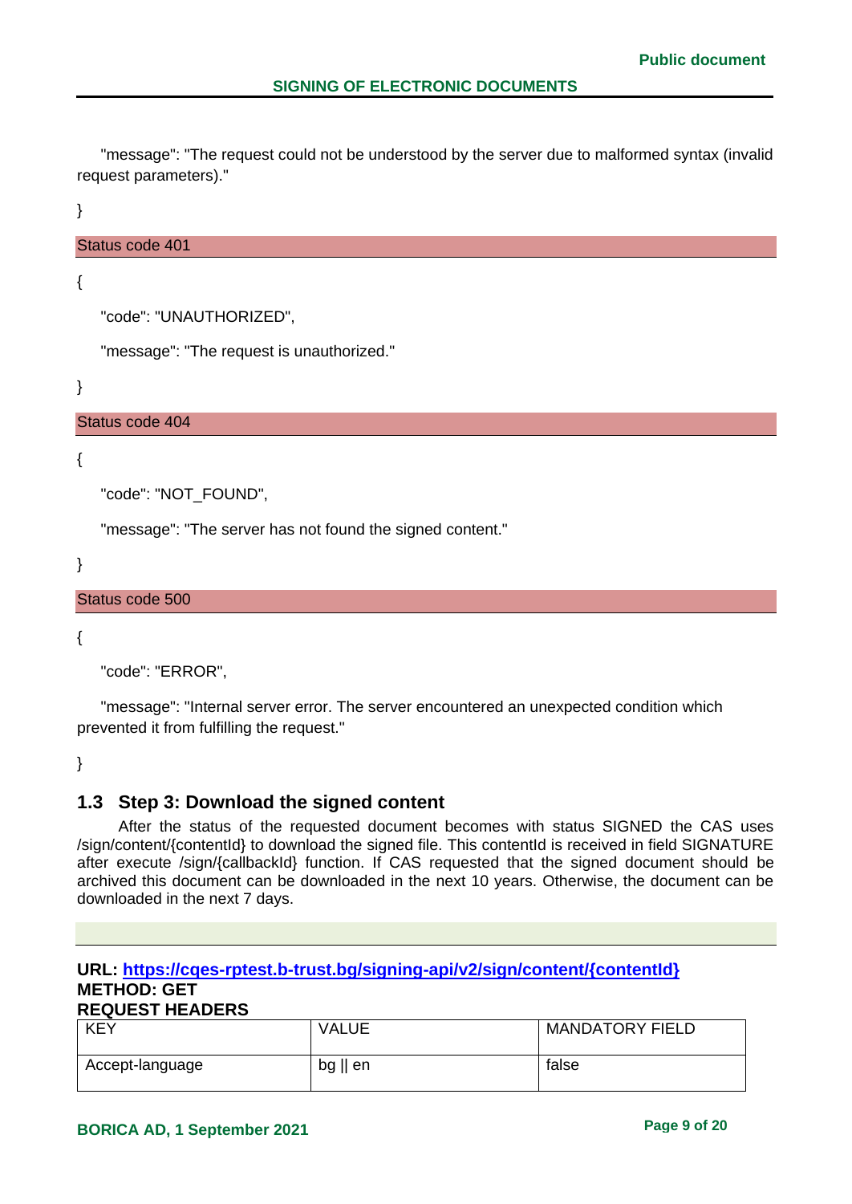"message": "The request could not be understood by the server due to malformed syntax (invalid request parameters)."

}

Status code 401

```
{
    "code": "UNAUTHORIZED",
    "message": "The request is unauthorized."
}
```

Status code 404

```
{
    "code": "NOT_FOUND",
    "message": "The server has not found the signed content."
}
```

Status code 500

```
{
    "code": "ERROR",
    "message": "Internal server error. The server encountered an unexpected condition which prevented it from fulfilling the request."
}
```

## 1.3 Step 3: Download the signed content

After the status of the requested document becomes with status SIGNED the CAS uses /sign/content/{contentId} to download the signed file. This contentId is received in field SIGNATURE after execute /sign/{callbackId} function. If CAS requested that the signed document should be archived this document can be downloaded in the next 10 years. Otherwise, the document can be downloaded in the next 7 days.

**URL: https://cqes-rptest.b-trust.bg/signing-api/v2/sign/content/{contentId}**
**METHOD: GET**
**REQUEST HEADERS**

| KEY | VALUE | MANDATORY FIELD |
|---|---|---|
| Accept-language | bg \|\| en | false |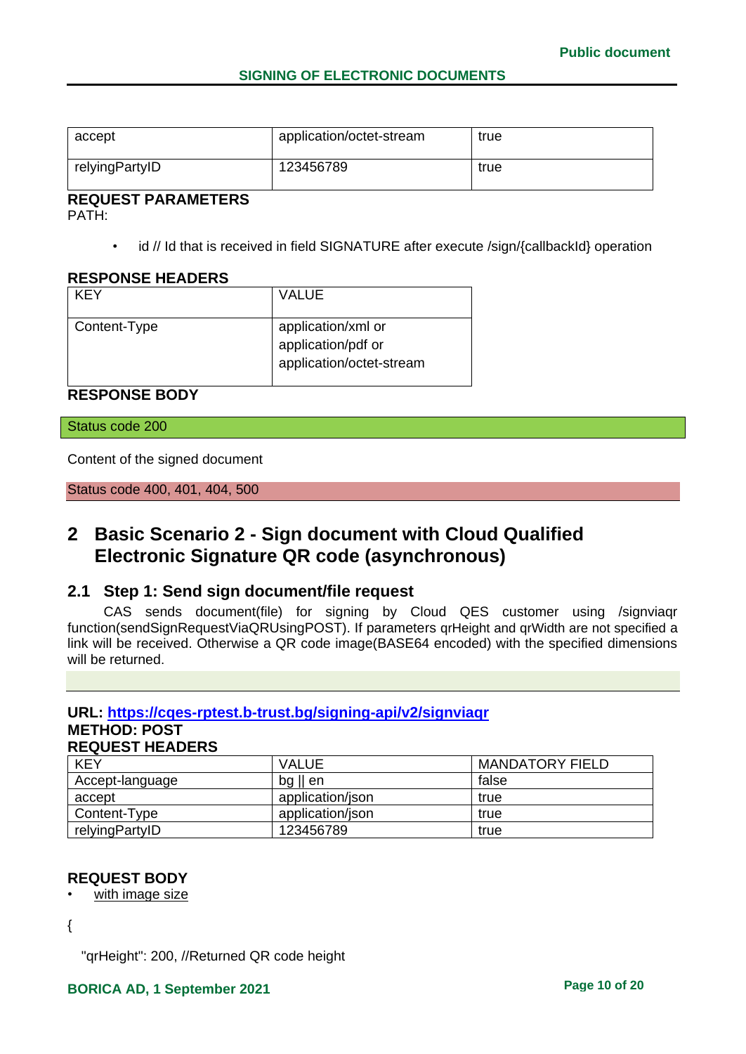| accept | application/octet-stream | true |
| --- | --- | --- |
| relyingPartyID | 123456789 | true |

**REQUEST PARAMETERS**
PATH:

- id // Id that is received in field SIGNATURE after execute /sign/{callbackId} operation

**RESPONSE HEADERS**

| KEY | VALUE |
| --- | --- |
| Content-Type | application/xml or application/pdf or application/octet-stream |

**RESPONSE BODY**

Status code 200

Content of the signed document

Status code 400, 401, 404, 500

# 2 Basic Scenario 2 - Sign document with Cloud Qualified Electronic Signature QR code (asynchronous)

## 2.1 Step 1: Send sign document/file request

CAS sends document(file) for signing by Cloud QES customer using /signviaqr function(sendSignRequestViaQRUsingPOST). If parameters qrHeight and qrWidth are not specified a link will be received. Otherwise a QR code image(BASE64 encoded) with the specified dimensions will be returned.

**URL: [https://cqes-rptest.b-trust.bg/signing-api/v2/signviaqr](https://cqes-rptest.b-trust.bg/signing-api/v2/signviaqr)**
**METHOD: POST**
**REQUEST HEADERS**

| KEY | VALUE | MANDATORY FIELD |
| --- | --- | --- |
| Accept-language | bg \|\| en | false |
| accept | application/json | true |
| Content-Type | application/json | true |
| relyingPartyID | 123456789 | true |

**REQUEST BODY**

- with image size

```
{

  "qrHeight": 200, //Returned QR code height
```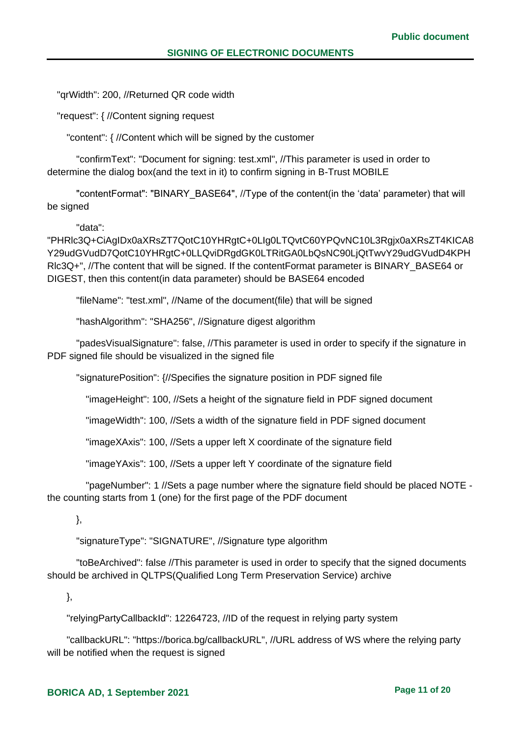```
  "qrWidth": 200, //Returned QR code width
  "request": { //Content signing request
    "content": { //Content which will be signed by the customer
      "confirmText": "Document for signing: test.xml", //This parameter is used in order to determine the dialog box(and the text in it) to confirm signing in B-Trust MOBILE
      "contentFormat": "BINARY_BASE64", //Type of the content(in the 'data' parameter) that will be signed
      "data": "PHRlc3Q+CiAgIDx0aXRsZT7QotC10YHRgtC+0LIg0LTQvtC60YPQvNC10L3Rgjx0aXRsZT4KICA8Y29udGVudD7QotC10YHRgtC+0LLQviDRgdGK0LTRitGA0LbQsNC90LjQtTwvY29udGVudD4KPHRlc3Q+", //The content that will be signed. If the contentFormat parameter is BINARY_BASE64 or DIGEST, then this content(in data parameter) should be BASE64 encoded
      "fileName": "test.xml", //Name of the document(file) that will be signed
      "hashAlgorithm": "SHA256", //Signature digest algorithm
      "padesVisualSignature": false, //This parameter is used in order to specify if the signature in PDF signed file should be visualized in the signed file
      "signaturePosition": {//Specifies the signature position in PDF signed file
        "imageHeight": 100, //Sets a height of the signature field in PDF signed document
        "imageWidth": 100, //Sets a width of the signature field in PDF signed document
        "imageXAxis": 100, //Sets a upper left X coordinate of the signature field
        "imageYAxis": 100, //Sets a upper left Y coordinate of the signature field
        "pageNumber": 1 //Sets a page number where the signature field should be placed NOTE - the counting starts from 1 (one) for the first page of the PDF document
      },
      "signatureType": "SIGNATURE", //Signature type algorithm
      "toBeArchived": false //This parameter is used in order to specify that the signed documents should be archived in QLTPS(Qualified Long Term Preservation Service) archive
    },
    "relyingPartyCallbackId": 12264723, //ID of the request in relying party system
    "callbackURL": "https://borica.bg/callbackURL", //URL address of WS where the relying party will be notified when the request is signed
```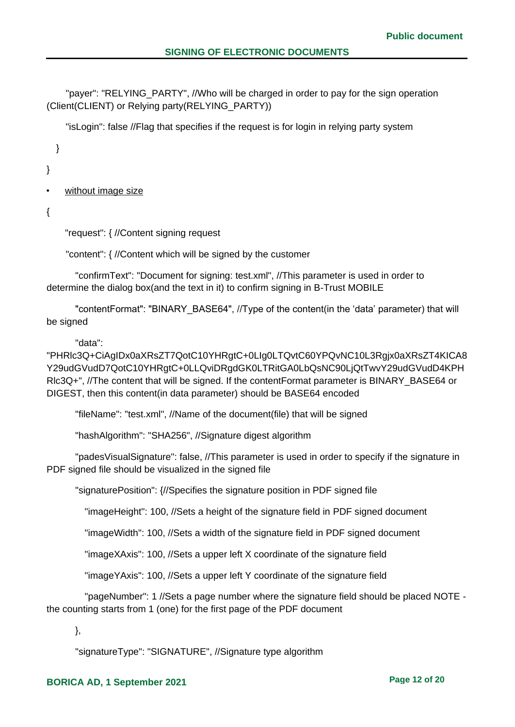"payer": "RELYING_PARTY", //Who will be charged in order to pay for the sign operation (Client(CLIENT) or Relying party(RELYING_PARTY))

"isLogin": false //Flag that specifies if the request is for login in relying party system

}

}

- without image size

{

"request": { //Content signing request

"content": { //Content which will be signed by the customer

"confirmText": "Document for signing: test.xml", //This parameter is used in order to determine the dialog box(and the text in it) to confirm signing in B-Trust MOBILE

"contentFormat": "BINARY_BASE64", //Type of the content(in the 'data' parameter) that will be signed

"data": "PHRlc3Q+CiAgIDx0aXRsZT7QotC10YHRgtC+0LIg0LTQvtC60YPQvNC10L3Rgjx0aXRsZT4KICA8Y29udGVudD7QotC10YHRgtC+0LLQviDRgdGK0LTRitGA0LbQsNC90LjQtTwvY29udGVudD4KPHRlc3Q+", //The content that will be signed. If the contentFormat parameter is BINARY_BASE64 or DIGEST, then this content(in data parameter) should be BASE64 encoded

"fileName": "test.xml", //Name of the document(file) that will be signed

"hashAlgorithm": "SHA256", //Signature digest algorithm

"padesVisualSignature": false, //This parameter is used in order to specify if the signature in PDF signed file should be visualized in the signed file

"signaturePosition": {//Specifies the signature position in PDF signed file

"imageHeight": 100, //Sets a height of the signature field in PDF signed document

"imageWidth": 100, //Sets a width of the signature field in PDF signed document

"imageXAxis": 100, //Sets a upper left X coordinate of the signature field

"imageYAxis": 100, //Sets a upper left Y coordinate of the signature field

"pageNumber": 1 //Sets a page number where the signature field should be placed NOTE - the counting starts from 1 (one) for the first page of the PDF document

},

"signatureType": "SIGNATURE", //Signature type algorithm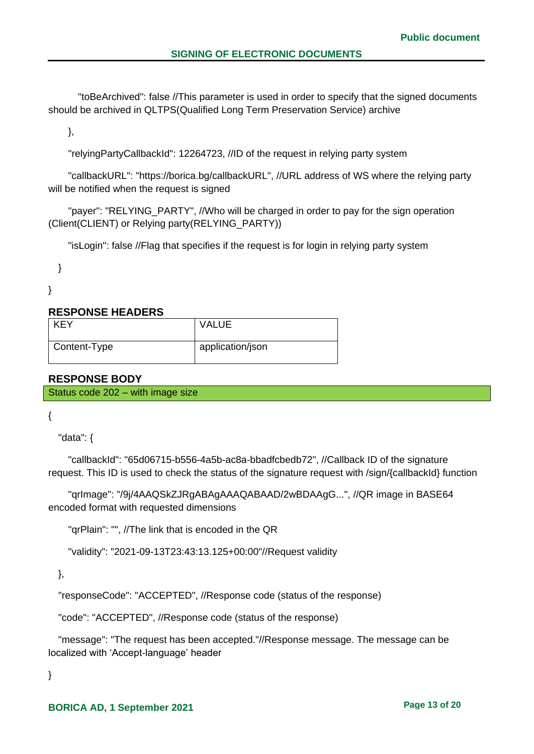"toBeArchived": false //This parameter is used in order to specify that the signed documents should be archived in QLTPS(Qualified Long Term Preservation Service) archive

},

"relyingPartyCallbackId": 12264723, //ID of the request in relying party system

"callbackURL": "https://borica.bg/callbackURL", //URL address of WS where the relying party will be notified when the request is signed

"payer": "RELYING_PARTY", //Who will be charged in order to pay for the sign operation (Client(CLIENT) or Relying party(RELYING_PARTY))

"isLogin": false //Flag that specifies if the request is for login in relying party system

}

}

## RESPONSE HEADERS

| KEY | VALUE |
|---|---|
| Content-Type | application/json |

## RESPONSE BODY

Status code 202 – with image size

{

"data": {

"callbackId": "65d06715-b556-4a5b-ac8a-bbadfcbedb72", //Callback ID of the signature request. This ID is used to check the status of the signature request with /sign/{callbackId} function

"qrImage": "/9j/4AAQSkZJRgABAgAAAQABAAD/2wBDAAgG...", //QR image in BASE64 encoded format with requested dimensions

"qrPlain": "", //The link that is encoded in the QR

"validity": "2021-09-13T23:43:13.125+00:00"//Request validity

},

"responseCode": "ACCEPTED", //Response code (status of the response)

"code": "ACCEPTED", //Response code (status of the response)

"message": "The request has been accepted."//Response message. The message can be localized with 'Accept-language' header

}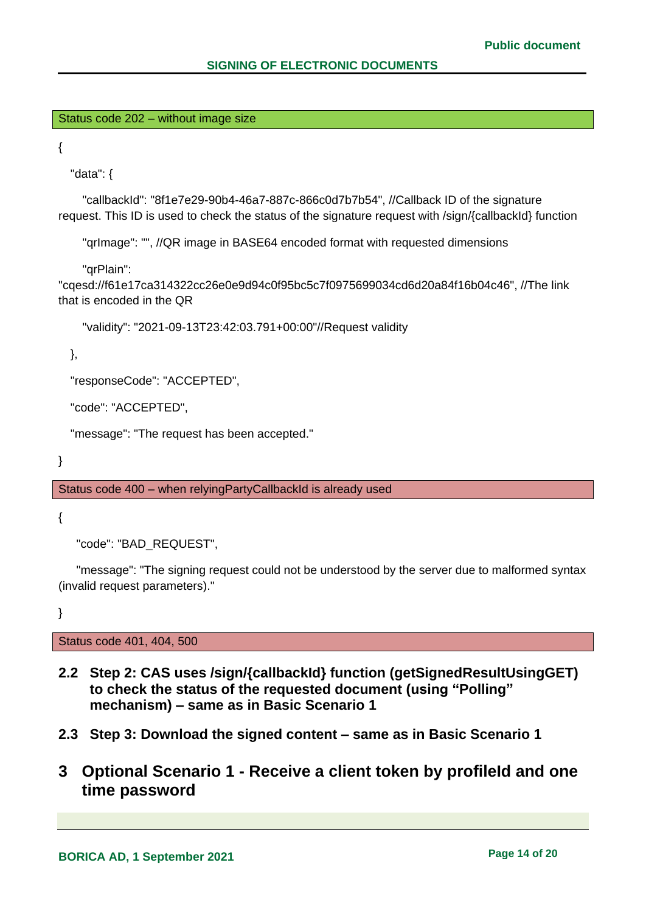Status code 202 – without image size

```
{
  "data": {
    "callbackId": "8f1e7e29-90b4-46a7-887c-866c0d7b7b54", //Callback ID of the signature request. This ID is used to check the status of the signature request with /sign/{callbackId} function
    "qrImage": "", //QR image in BASE64 encoded format with requested dimensions
    "qrPlain": "cqesd://f61e17ca314322cc26e0e9d94c0f95bc5c7f0975699034cd6d20a84f16b04c46", //The link that is encoded in the QR
    "validity": "2021-09-13T23:42:03.791+00:00"//Request validity
  },
  "responseCode": "ACCEPTED",
  "code": "ACCEPTED",
  "message": "The request has been accepted."
}
```

Status code 400 – when relyingPartyCallbackId is already used

```
{
   "code": "BAD_REQUEST",
   "message": "The signing request could not be understood by the server due to malformed syntax (invalid request parameters)."
}
```

Status code 401, 404, 500

### 2.2 Step 2: CAS uses /sign/{callbackId} function (getSignedResultUsingGET) to check the status of the requested document (using "Polling" mechanism) – same as in Basic Scenario 1

### 2.3 Step 3: Download the signed content – same as in Basic Scenario 1

## 3 Optional Scenario 1 - Receive a client token by profileId and one time password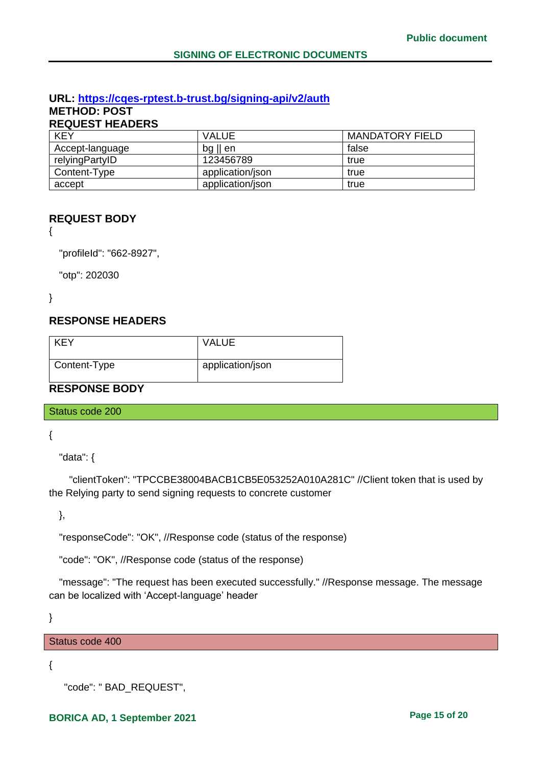**URL: https://cqes-rptest.b-trust.bg/signing-api/v2/auth**
**METHOD: POST**
**REQUEST HEADERS**

| KEY | VALUE | MANDATORY FIELD |
|---|---|---|
| Accept-language | bg \|\| en | false |
| relyingPartyID | 123456789 | true |
| Content-Type | application/json | true |
| accept | application/json | true |

**REQUEST BODY**

```
{
  "profileId": "662-8927",
  "otp": 202030
}
```

**RESPONSE HEADERS**

| KEY | VALUE |
|---|---|
| Content-Type | application/json |

**RESPONSE BODY**

Status code 200

```
{
  "data": {
    "clientToken": "TPCCBE38004BACB1CB5E053252A010A281C" //Client token that is used by the Relying party to send signing requests to concrete customer
  },
  "responseCode": "OK", //Response code (status of the response)
  "code": "OK", //Response code (status of the response)
  "message": "The request has been executed successfully." //Response message. The message can be localized with 'Accept-language' header
}
```

Status code 400

```
{
   "code": " BAD_REQUEST",
```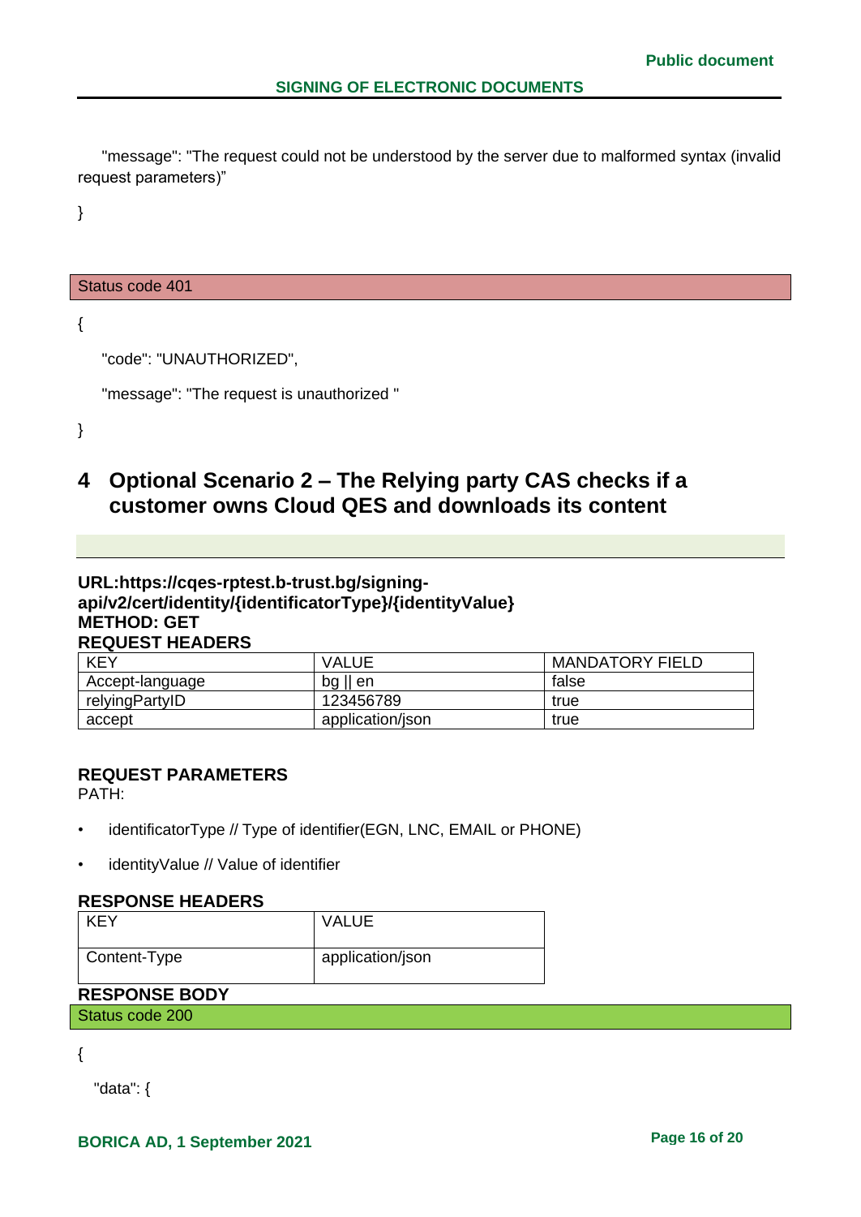"message": "The request could not be understood by the server due to malformed syntax (invalid request parameters)"

}

Status code 401

{

"code": "UNAUTHORIZED",

"message": "The request is unauthorized "

}

# 4 Optional Scenario 2 – The Relying party CAS checks if a customer owns Cloud QES and downloads its content

**URL:https://cqes-rptest.b-trust.bg/signing-api/v2/cert/identity/{identificatorType}/{identityValue}**
**METHOD: GET**
**REQUEST HEADERS**

| KEY | VALUE | MANDATORY FIELD |
|---|---|---|
| Accept-language | bg \|\| en | false |
| relyingPartyID | 123456789 | true |
| accept | application/json | true |

**REQUEST PARAMETERS**
PATH:

- identificatorType // Type of identifier(EGN, LNC, EMAIL or PHONE)
- identityValue // Value of identifier

**RESPONSE HEADERS**

| KEY | VALUE |
|---|---|
| Content-Type | application/json |

**RESPONSE BODY**

Status code 200

{

"data": {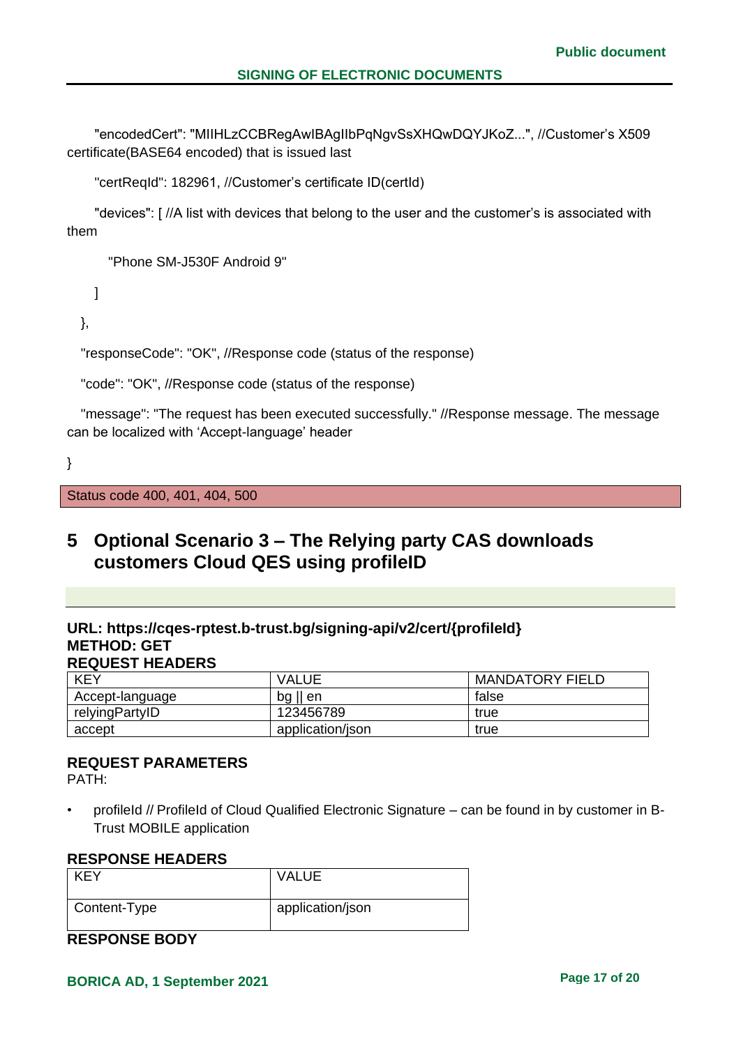"encodedCert": "MIIHLzCCBRegAwIBAgIIbPqNgvSsXHQwDQYJKoZ...", //Customer's X509 certificate(BASE64 encoded) that is issued last

"certReqId": 182961, //Customer's certificate ID(certId)

"devices": [ //A list with devices that belong to the user and the customer's is associated with them

"Phone SM-J530F Android 9"

]

},

"responseCode": "OK", //Response code (status of the response)

"code": "OK", //Response code (status of the response)

"message": "The request has been executed successfully." //Response message. The message can be localized with 'Accept-language' header

}

Status code 400, 401, 404, 500

# 5 Optional Scenario 3 – The Relying party CAS downloads customers Cloud QES using profileID

**URL: https://cqes-rptest.b-trust.bg/signing-api/v2/cert/{profileId}**
**METHOD: GET**
**REQUEST HEADERS**

| KEY | VALUE | MANDATORY FIELD |
|---|---|---|
| Accept-language | bg \|\| en | false |
| relyingPartyID | 123456789 | true |
| accept | application/json | true |

**REQUEST PARAMETERS**
PATH:

- profileId // ProfileId of Cloud Qualified Electronic Signature – can be found in by customer in B-Trust MOBILE application

**RESPONSE HEADERS**

| KEY | VALUE |
|---|---|
| Content-Type | application/json |

**RESPONSE BODY**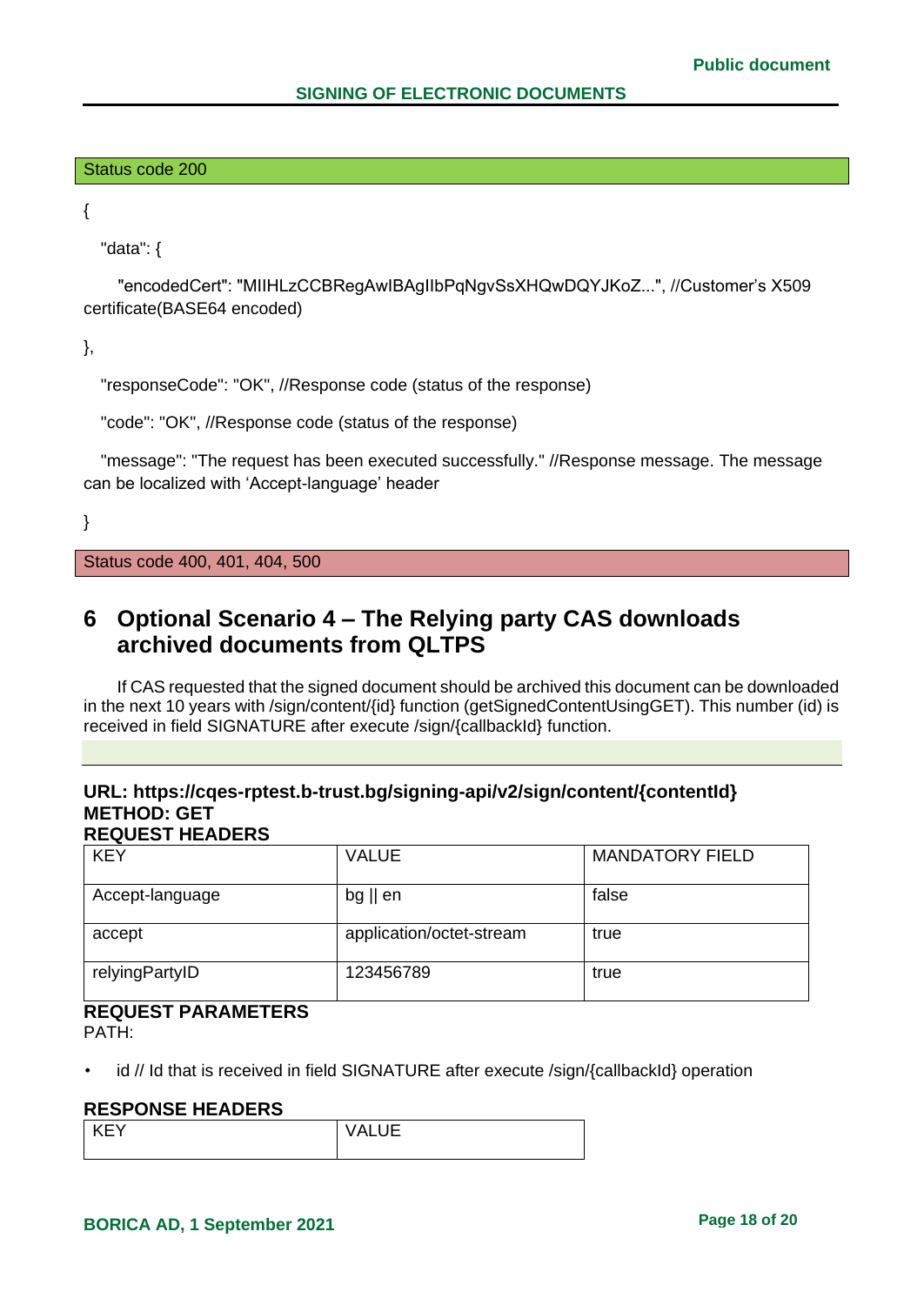Status code 200

```
{
  "data": {
    "encodedCert": "MIIHLzCCBRegAwIBAgIIbPqNgvSsXHQwDQYJKoZ...", //Customer's X509 certificate(BASE64 encoded)
},
  "responseCode": "OK", //Response code (status of the response)
  "code": "OK", //Response code (status of the response)
  "message": "The request has been executed successfully." //Response message. The message can be localized with 'Accept-language' header
}
```

Status code 400, 401, 404, 500

# 6 Optional Scenario 4 – The Relying party CAS downloads archived documents from QLTPS

If CAS requested that the signed document should be archived this document can be downloaded in the next 10 years with /sign/content/{id} function (getSignedContentUsingGET). This number (id) is received in field SIGNATURE after execute /sign/{callbackId} function.

**URL: https://cqes-rptest.b-trust.bg/signing-api/v2/sign/content/{contentId}**
**METHOD: GET**
**REQUEST HEADERS**

| KEY | VALUE | MANDATORY FIELD |
|---|---|---|
| Accept-language | bg \|\| en | false |
| accept | application/octet-stream | true |
| relyingPartyID | 123456789 | true |

**REQUEST PARAMETERS**
PATH:

- id // Id that is received in field SIGNATURE after execute /sign/{callbackId} operation

**RESPONSE HEADERS**

| KEY | VALUE |
|---|---|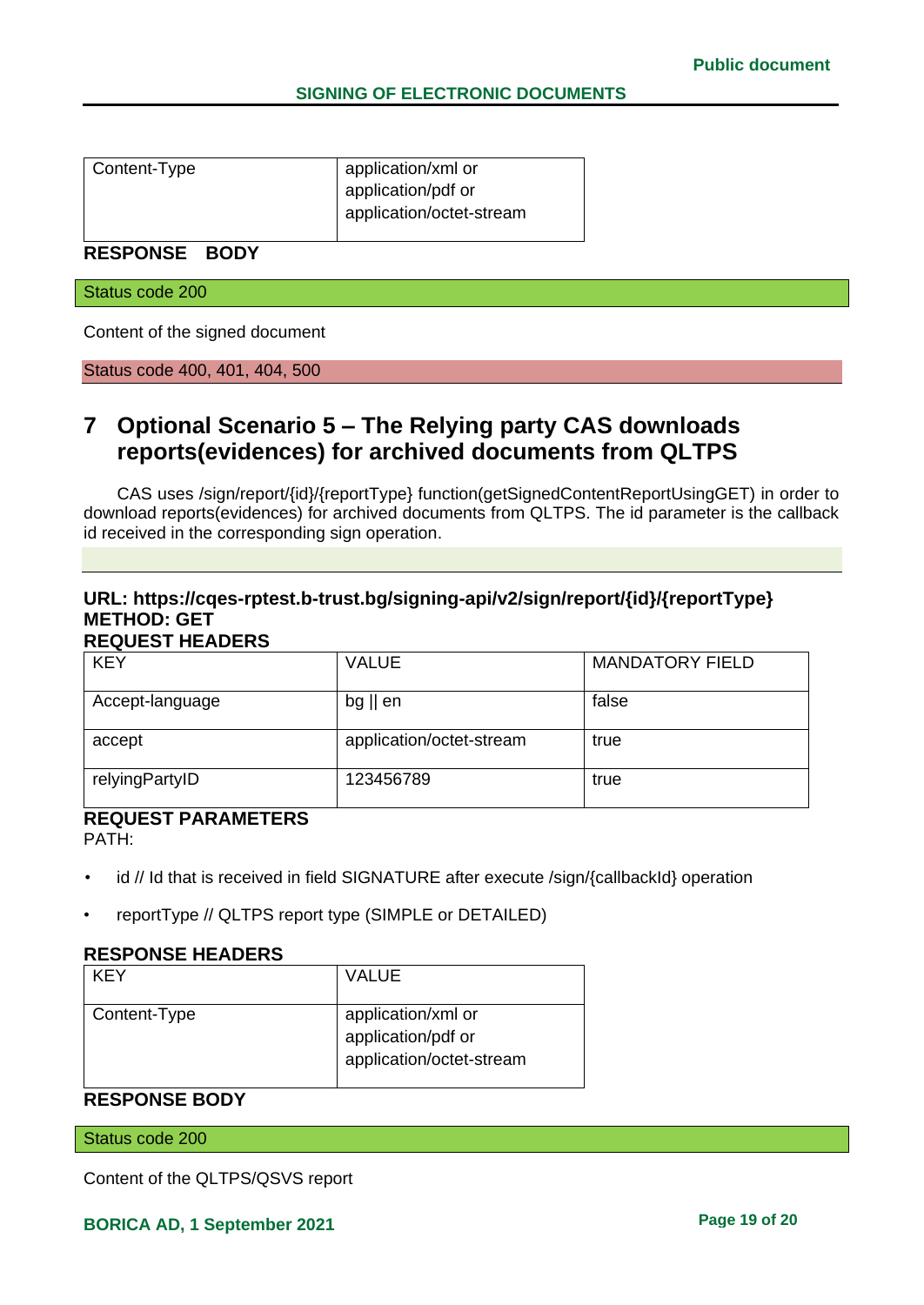| Content-Type | application/xml or application/pdf or application/octet-stream |
|---|---|

**RESPONSE BODY**

Status code 200

Content of the signed document

Status code 400, 401, 404, 500

# 7 Optional Scenario 5 – The Relying party CAS downloads reports(evidences) for archived documents from QLTPS

CAS uses /sign/report/{id}/{reportType} function(getSignedContentReportUsingGET) in order to download reports(evidences) for archived documents from QLTPS. The id parameter is the callback id received in the corresponding sign operation.

**URL: https://cqes-rptest.b-trust.bg/signing-api/v2/sign/report/{id}/{reportType}**
**METHOD: GET**
**REQUEST HEADERS**

| KEY | VALUE | MANDATORY FIELD |
|---|---|---|
| Accept-language | bg \|\| en | false |
| accept | application/octet-stream | true |
| relyingPartyID | 123456789 | true |

**REQUEST PARAMETERS**
PATH:

- id // Id that is received in field SIGNATURE after execute /sign/{callbackId} operation
- reportType // QLTPS report type (SIMPLE or DETAILED)

**RESPONSE HEADERS**

| KEY | VALUE |
|---|---|
| Content-Type | application/xml or application/pdf or application/octet-stream |

**RESPONSE BODY**

Status code 200

Content of the QLTPS/QSVS report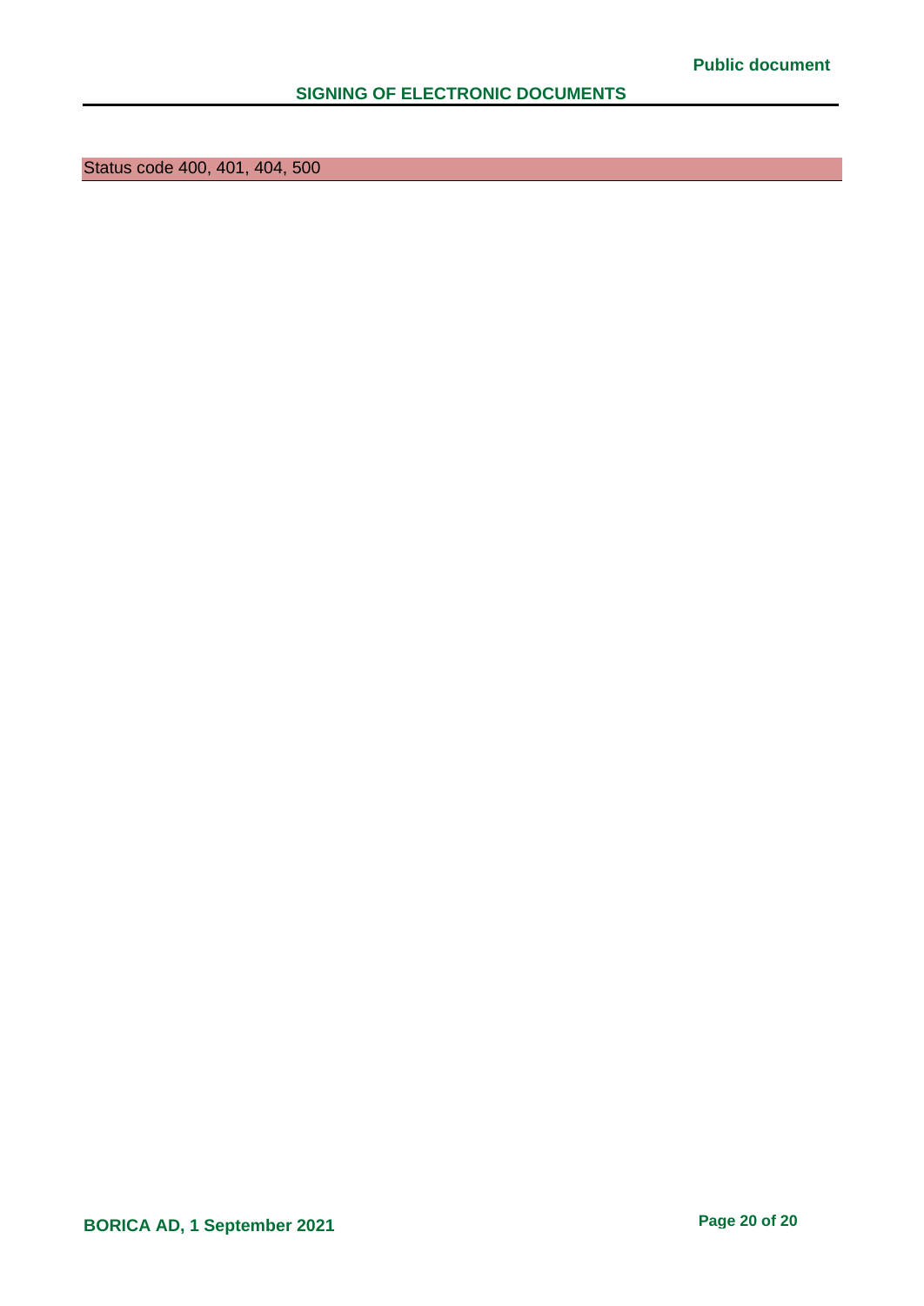Status code 400, 401, 404, 500